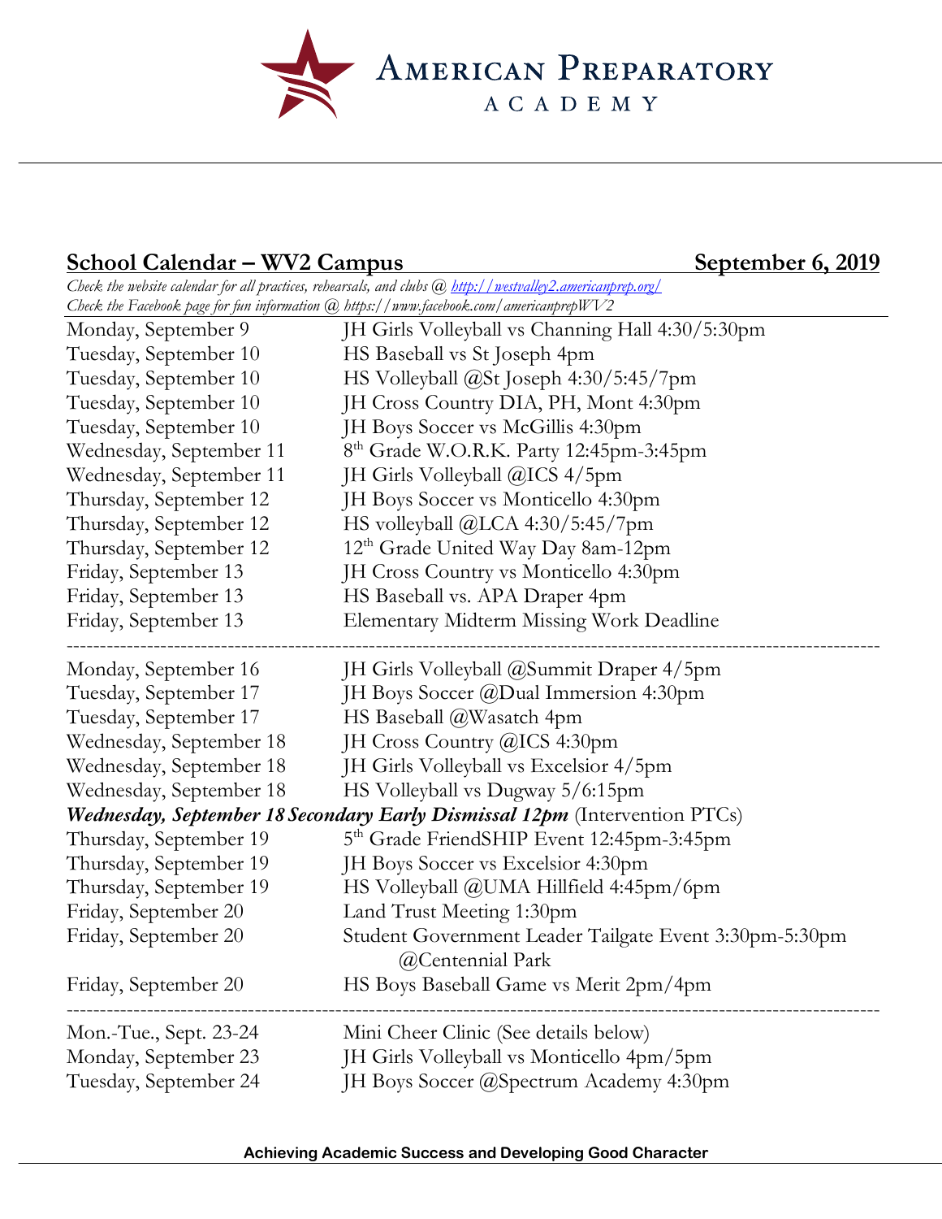# American Preparatory Academy

## School Calendar – WV2 Campus — September 6, 2019

*Check the website calendar for all practices, rehearsals, and clubs @ http://westvalley2.americanprep.org/*
*Check the Facebook page for fun information @ https://www.facebook.com/americanprepWV2*

| | |
|---|---|
| Monday, September 9 | JH Girls Volleyball vs Channing Hall 4:30/5:30pm |
| Tuesday, September 10 | HS Baseball vs St Joseph 4pm |
| Tuesday, September 10 | HS Volleyball @St Joseph 4:30/5:45/7pm |
| Tuesday, September 10 | JH Cross Country DIA, PH, Mont 4:30pm |
| Tuesday, September 10 | JH Boys Soccer vs McGillis 4:30pm |
| Wednesday, September 11 | 8th Grade W.O.R.K. Party 12:45pm-3:45pm |
| Wednesday, September 11 | JH Girls Volleyball @ICS 4/5pm |
| Thursday, September 12 | JH Boys Soccer vs Monticello 4:30pm |
| Thursday, September 12 | HS volleyball @LCA 4:30/5:45/7pm |
| Thursday, September 12 | 12th Grade United Way Day 8am-12pm |
| Friday, September 13 | JH Cross Country vs Monticello 4:30pm |
| Friday, September 13 | HS Baseball vs. APA Draper 4pm |
| Friday, September 13 | Elementary Midterm Missing Work Deadline |
| Monday, September 16 | JH Girls Volleyball @Summit Draper 4/5pm |
| Tuesday, September 17 | JH Boys Soccer @Dual Immersion 4:30pm |
| Tuesday, September 17 | HS Baseball @Wasatch 4pm |
| Wednesday, September 18 | JH Cross Country @ICS 4:30pm |
| Wednesday, September 18 | JH Girls Volleyball vs Excelsior 4/5pm |
| Wednesday, September 18 | HS Volleyball vs Dugway 5/6:15pm |
| ***Wednesday, September 18*** | ***Secondary Early Dismissal 12pm*** (Intervention PTCs) |
| Thursday, September 19 | 5th Grade FriendSHIP Event 12:45pm-3:45pm |
| Thursday, September 19 | JH Boys Soccer vs Excelsior 4:30pm |
| Thursday, September 19 | HS Volleyball @UMA Hillfield 4:45pm/6pm |
| Friday, September 20 | Land Trust Meeting 1:30pm |
| Friday, September 20 | Student Government Leader Tailgate Event 3:30pm-5:30pm @Centennial Park |
| Friday, September 20 | HS Boys Baseball Game vs Merit 2pm/4pm |
| Mon.-Tue., Sept. 23-24 | Mini Cheer Clinic (See details below) |
| Monday, September 23 | JH Girls Volleyball vs Monticello 4pm/5pm |
| Tuesday, September 24 | JH Boys Soccer @Spectrum Academy 4:30pm |

**Achieving Academic Success and Developing Good Character**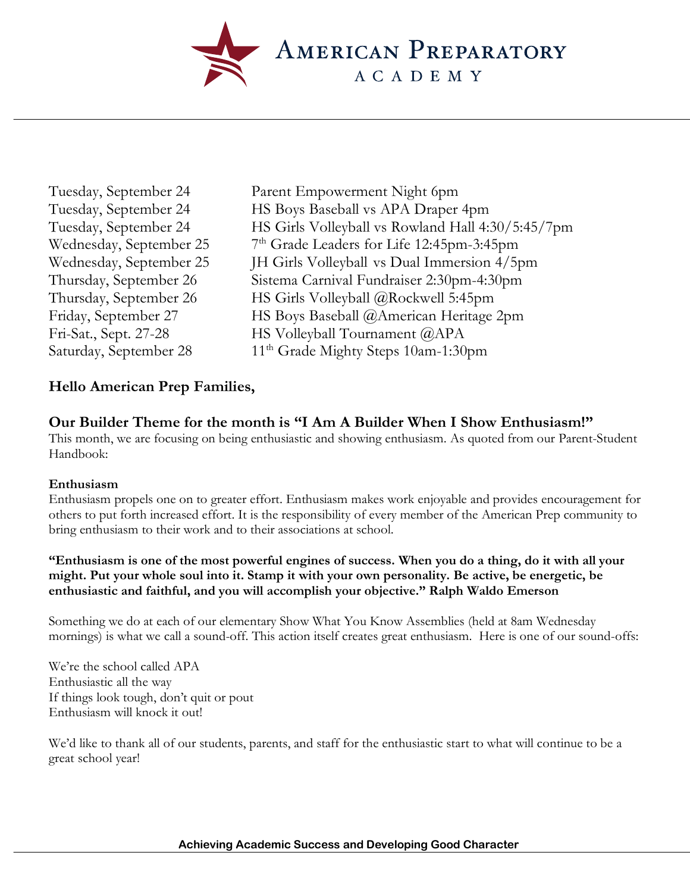| | |
|---|---|
| Tuesday, September 24 | Parent Empowerment Night 6pm |
| Tuesday, September 24 | HS Boys Baseball vs APA Draper 4pm |
| Tuesday, September 24 | HS Girls Volleyball vs Rowland Hall 4:30/5:45/7pm |
| Wednesday, September 25 | 7th Grade Leaders for Life 12:45pm-3:45pm |
| Wednesday, September 25 | JH Girls Volleyball vs Dual Immersion 4/5pm |
| Thursday, September 26 | Sistema Carnival Fundraiser 2:30pm-4:30pm |
| Thursday, September 26 | HS Girls Volleyball @Rockwell 5:45pm |
| Friday, September 27 | HS Boys Baseball @American Heritage 2pm |
| Fri-Sat., Sept. 27-28 | HS Volleyball Tournament @APA |
| Saturday, September 28 | 11th Grade Mighty Steps 10am-1:30pm |

**Hello American Prep Families,**

## Our Builder Theme for the month is "I Am A Builder When I Show Enthusiasm!"

This month, we are focusing on being enthusiastic and showing enthusiasm. As quoted from our Parent-Student Handbook:

**Enthusiasm**

Enthusiasm propels one on to greater effort. Enthusiasm makes work enjoyable and provides encouragement for others to put forth increased effort. It is the responsibility of every member of the American Prep community to bring enthusiasm to their work and to their associations at school.

**"Enthusiasm is one of the most powerful engines of success. When you do a thing, do it with all your might. Put your whole soul into it. Stamp it with your own personality. Be active, be energetic, be enthusiastic and faithful, and you will accomplish your objective." Ralph Waldo Emerson**

Something we do at each of our elementary Show What You Know Assemblies (held at 8am Wednesday mornings) is what we call a sound-off. This action itself creates great enthusiasm. Here is one of our sound-offs:

We're the school called APA
Enthusiastic all the way
If things look tough, don't quit or pout
Enthusiasm will knock it out!

We'd like to thank all of our students, parents, and staff for the enthusiastic start to what will continue to be a great school year!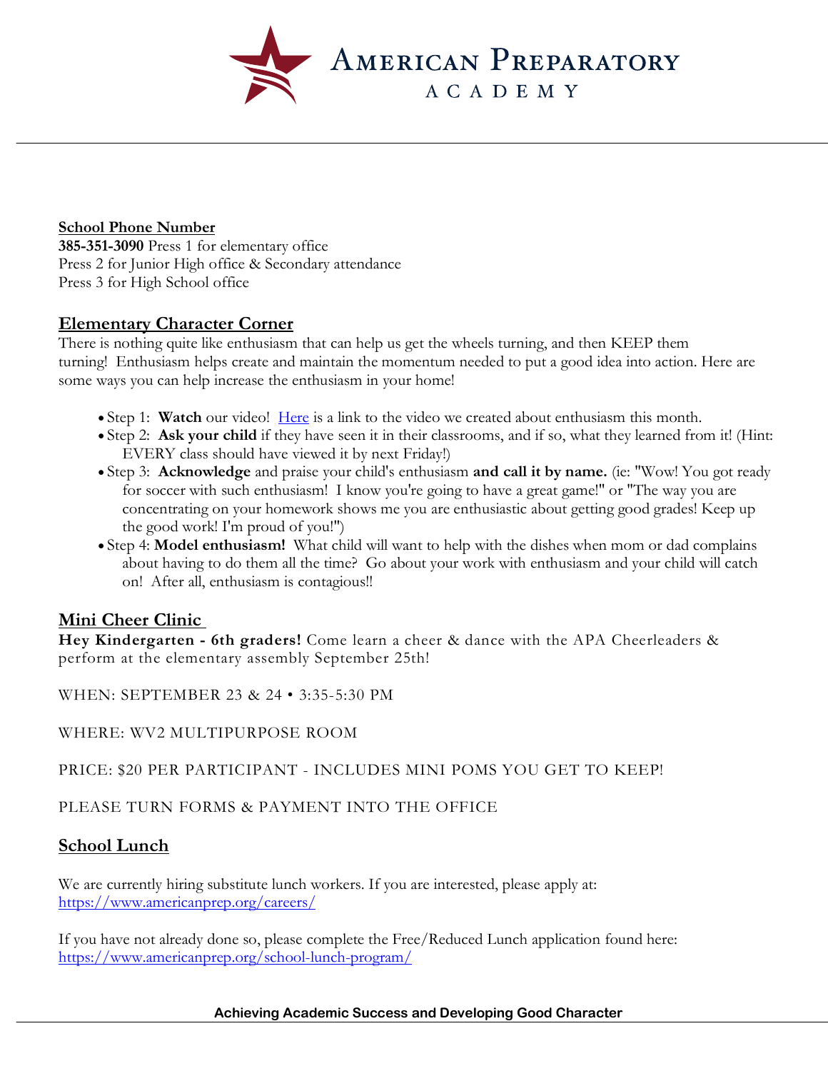**School Phone Number**
**385-351-3090** Press 1 for elementary office
Press 2 for Junior High office & Secondary attendance
Press 3 for High School office

## Elementary Character Corner

There is nothing quite like enthusiasm that can help us get the wheels turning, and then KEEP them turning! Enthusiasm helps create and maintain the momentum needed to put a good idea into action. Here are some ways you can help increase the enthusiasm in your home!

- Step 1: **Watch** our video! Here is a link to the video we created about enthusiasm this month.
- Step 2: **Ask your child** if they have seen it in their classrooms, and if so, what they learned from it! (Hint: EVERY class should have viewed it by next Friday!)
- Step 3: **Acknowledge** and praise your child's enthusiasm **and call it by name.** (ie: "Wow! You got ready for soccer with such enthusiasm! I know you're going to have a great game!" or "The way you are concentrating on your homework shows me you are enthusiastic about getting good grades! Keep up the good work! I'm proud of you!")
- Step 4: **Model enthusiasm!** What child will want to help with the dishes when mom or dad complains about having to do them all the time? Go about your work with enthusiasm and your child will catch on! After all, enthusiasm is contagious!!

## Mini Cheer Clinic

**Hey Kindergarten - 6th graders!** Come learn a cheer & dance with the APA Cheerleaders & perform at the elementary assembly September 25th!

WHEN: SEPTEMBER 23 & 24 • 3:35-5:30 PM

WHERE: WV2 MULTIPURPOSE ROOM

PRICE: $20 PER PARTICIPANT - INCLUDES MINI POMS YOU GET TO KEEP!

PLEASE TURN FORMS & PAYMENT INTO THE OFFICE

## School Lunch

We are currently hiring substitute lunch workers. If you are interested, please apply at:
https://www.americanprep.org/careers/

If you have not already done so, please complete the Free/Reduced Lunch application found here:
https://www.americanprep.org/school-lunch-program/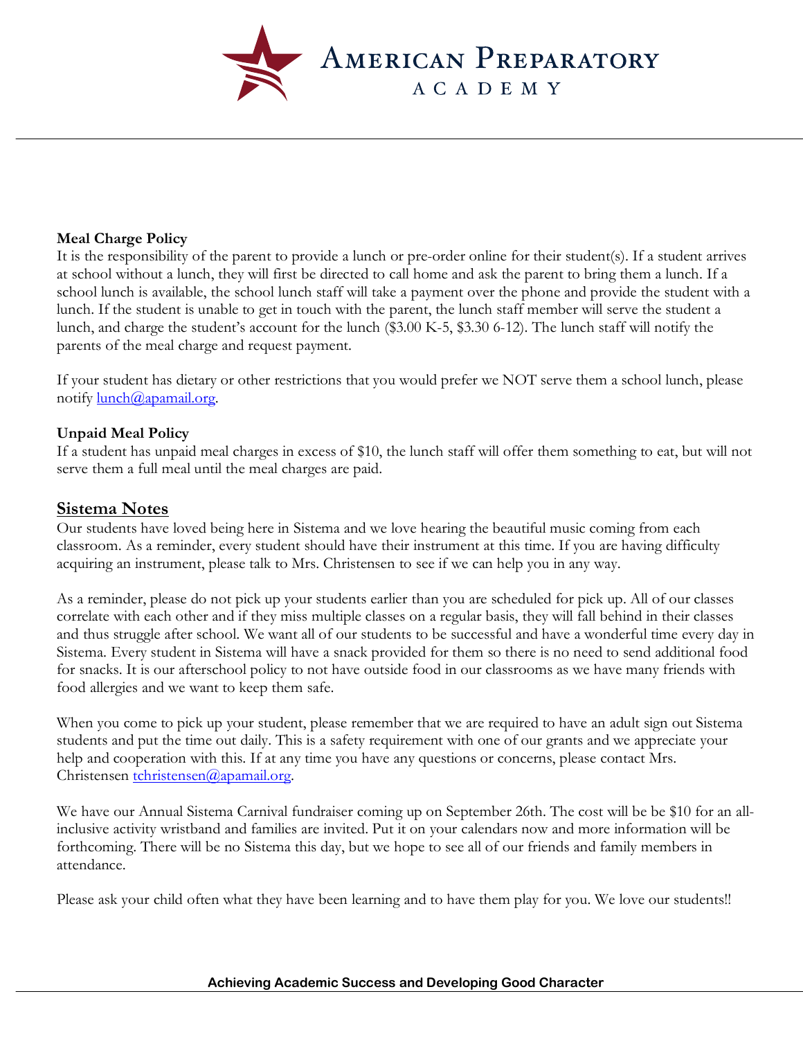**Meal Charge Policy**

It is the responsibility of the parent to provide a lunch or pre-order online for their student(s). If a student arrives at school without a lunch, they will first be directed to call home and ask the parent to bring them a lunch. If a school lunch is available, the school lunch staff will take a payment over the phone and provide the student with a lunch. If the student is unable to get in touch with the parent, the lunch staff member will serve the student a lunch, and charge the student's account for the lunch ($3.00 K-5, $3.30 6-12). The lunch staff will notify the parents of the meal charge and request payment.

If your student has dietary or other restrictions that you would prefer we NOT serve them a school lunch, please notify lunch@apamail.org.

**Unpaid Meal Policy**

If a student has unpaid meal charges in excess of $10, the lunch staff will offer them something to eat, but will not serve them a full meal until the meal charges are paid.

## Sistema Notes

Our students have loved being here in Sistema and we love hearing the beautiful music coming from each classroom. As a reminder, every student should have their instrument at this time. If you are having difficulty acquiring an instrument, please talk to Mrs. Christensen to see if we can help you in any way.

As a reminder, please do not pick up your students earlier than you are scheduled for pick up. All of our classes correlate with each other and if they miss multiple classes on a regular basis, they will fall behind in their classes and thus struggle after school. We want all of our students to be successful and have a wonderful time every day in Sistema. Every student in Sistema will have a snack provided for them so there is no need to send additional food for snacks. It is our afterschool policy to not have outside food in our classrooms as we have many friends with food allergies and we want to keep them safe.

When you come to pick up your student, please remember that we are required to have an adult sign out Sistema students and put the time out daily. This is a safety requirement with one of our grants and we appreciate your help and cooperation with this. If at any time you have any questions or concerns, please contact Mrs. Christensen tchristensen@apamail.org.

We have our Annual Sistema Carnival fundraiser coming up on September 26th. The cost will be be $10 for an all-inclusive activity wristband and families are invited. Put it on your calendars now and more information will be forthcoming. There will be no Sistema this day, but we hope to see all of our friends and family members in attendance.

Please ask your child often what they have been learning and to have them play for you. We love our students!!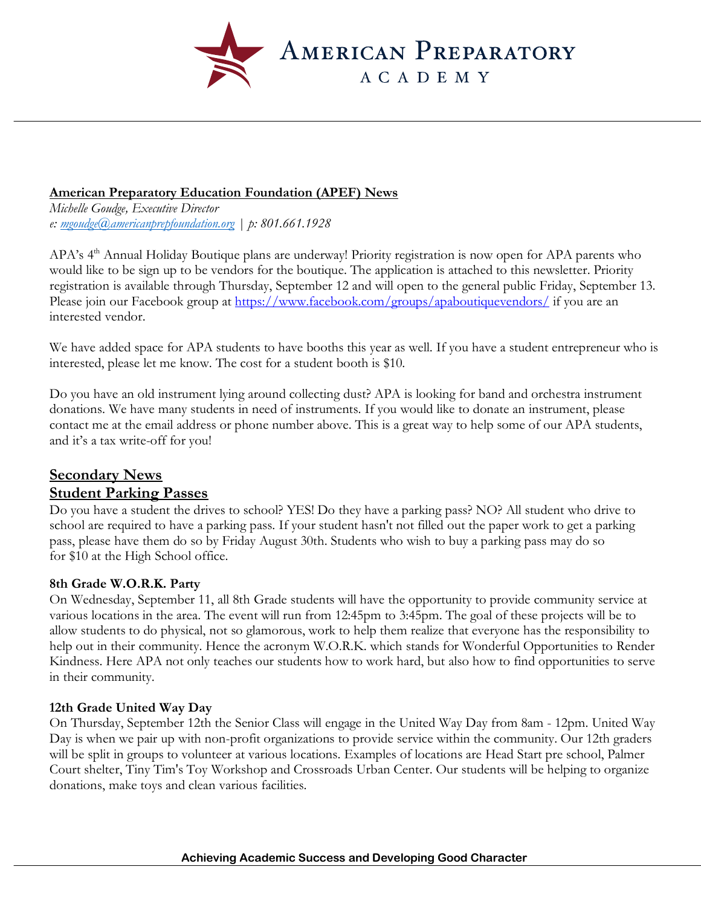**American Preparatory Education Foundation (APEF) News**

*Michelle Goudge, Executive Director*
*e: mgoudge@americanprepfoundation.org | p: 801.661.1928*

APA's 4th Annual Holiday Boutique plans are underway! Priority registration is now open for APA parents who would like to be sign up to be vendors for the boutique. The application is attached to this newsletter. Priority registration is available through Thursday, September 12 and will open to the general public Friday, September 13. Please join our Facebook group at https://www.facebook.com/groups/apaboutiquevendors/ if you are an interested vendor.

We have added space for APA students to have booths this year as well. If you have a student entrepreneur who is interested, please let me know. The cost for a student booth is $10.

Do you have an old instrument lying around collecting dust? APA is looking for band and orchestra instrument donations. We have many students in need of instruments. If you would like to donate an instrument, please contact me at the email address or phone number above. This is a great way to help some of our APA students, and it's a tax write-off for you!

## Secondary News

## Student Parking Passes

Do you have a student the drives to school? YES! Do they have a parking pass? NO? All student who drive to school are required to have a parking pass. If your student hasn't not filled out the paper work to get a parking pass, please have them do so by Friday August 30th. Students who wish to buy a parking pass may do so for $10 at the High School office.

### 8th Grade W.O.R.K. Party

On Wednesday, September 11, all 8th Grade students will have the opportunity to provide community service at various locations in the area. The event will run from 12:45pm to 3:45pm. The goal of these projects will be to allow students to do physical, not so glamorous, work to help them realize that everyone has the responsibility to help out in their community. Hence the acronym W.O.R.K. which stands for Wonderful Opportunities to Render Kindness. Here APA not only teaches our students how to work hard, but also how to find opportunities to serve in their community.

### 12th Grade United Way Day

On Thursday, September 12th the Senior Class will engage in the United Way Day from 8am - 12pm. United Way Day is when we pair up with non-profit organizations to provide service within the community. Our 12th graders will be split in groups to volunteer at various locations. Examples of locations are Head Start pre school, Palmer Court shelter, Tiny Tim's Toy Workshop and Crossroads Urban Center. Our students will be helping to organize donations, make toys and clean various facilities.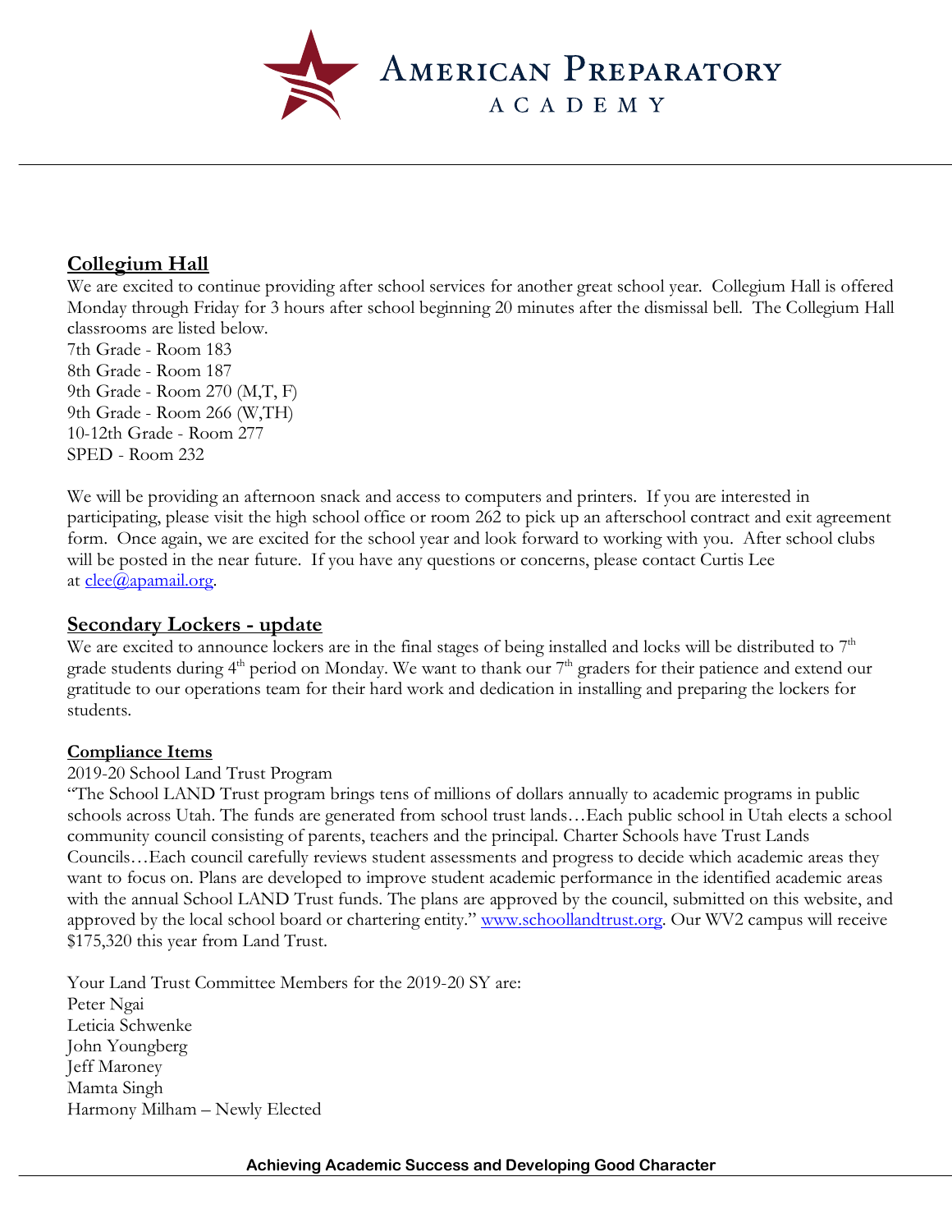## Collegium Hall

We are excited to continue providing after school services for another great school year. Collegium Hall is offered Monday through Friday for 3 hours after school beginning 20 minutes after the dismissal bell. The Collegium Hall classrooms are listed below.

7th Grade - Room 183
8th Grade - Room 187
9th Grade - Room 270 (M,T, F)
9th Grade - Room 266 (W,TH)
10-12th Grade - Room 277
SPED - Room 232

We will be providing an afternoon snack and access to computers and printers. If you are interested in participating, please visit the high school office or room 262 to pick up an afterschool contract and exit agreement form. Once again, we are excited for the school year and look forward to working with you. After school clubs will be posted in the near future. If you have any questions or concerns, please contact Curtis Lee at clee@apamail.org.

## Secondary Lockers - update

We are excited to announce lockers are in the final stages of being installed and locks will be distributed to 7th grade students during 4th period on Monday. We want to thank our 7th graders for their patience and extend our gratitude to our operations team for their hard work and dedication in installing and preparing the lockers for students.

### Compliance Items

2019-20 School Land Trust Program

"The School LAND Trust program brings tens of millions of dollars annually to academic programs in public schools across Utah. The funds are generated from school trust lands…Each public school in Utah elects a school community council consisting of parents, teachers and the principal. Charter Schools have Trust Lands Councils…Each council carefully reviews student assessments and progress to decide which academic areas they want to focus on. Plans are developed to improve student academic performance in the identified academic areas with the annual School LAND Trust funds. The plans are approved by the council, submitted on this website, and approved by the local school board or chartering entity." www.schoollandtrust.org. Our WV2 campus will receive $175,320 this year from Land Trust.

Your Land Trust Committee Members for the 2019-20 SY are:
Peter Ngai
Leticia Schwenke
John Youngberg
Jeff Maroney
Mamta Singh
Harmony Milham – Newly Elected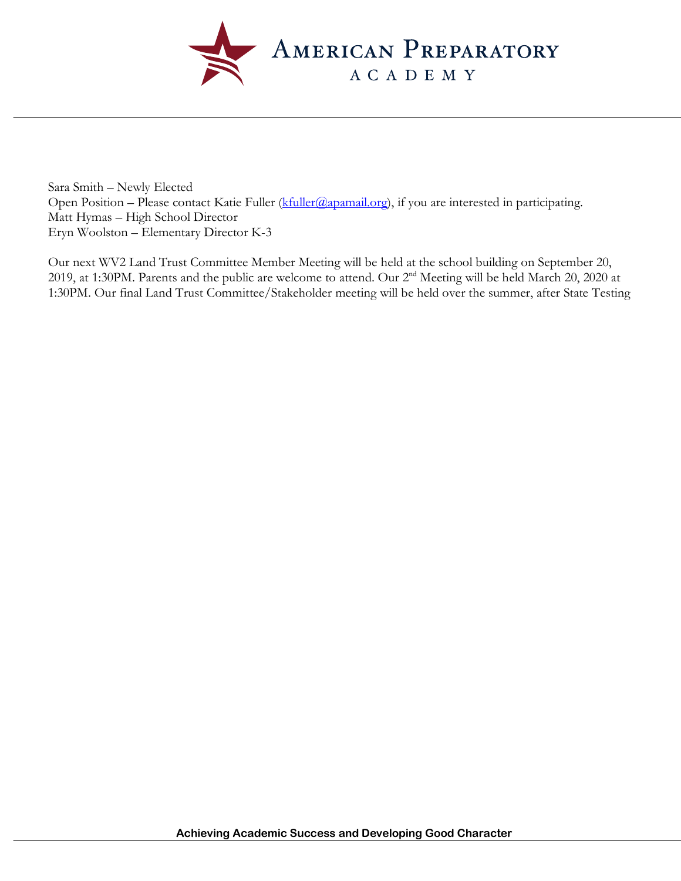Sara Smith – Newly Elected
Open Position – Please contact Katie Fuller (kfuller@apamail.org), if you are interested in participating.
Matt Hymas – High School Director
Eryn Woolston – Elementary Director K-3

Our next WV2 Land Trust Committee Member Meeting will be held at the school building on September 20, 2019, at 1:30PM. Parents and the public are welcome to attend. Our 2nd Meeting will be held March 20, 2020 at 1:30PM. Our final Land Trust Committee/Stakeholder meeting will be held over the summer, after State Testing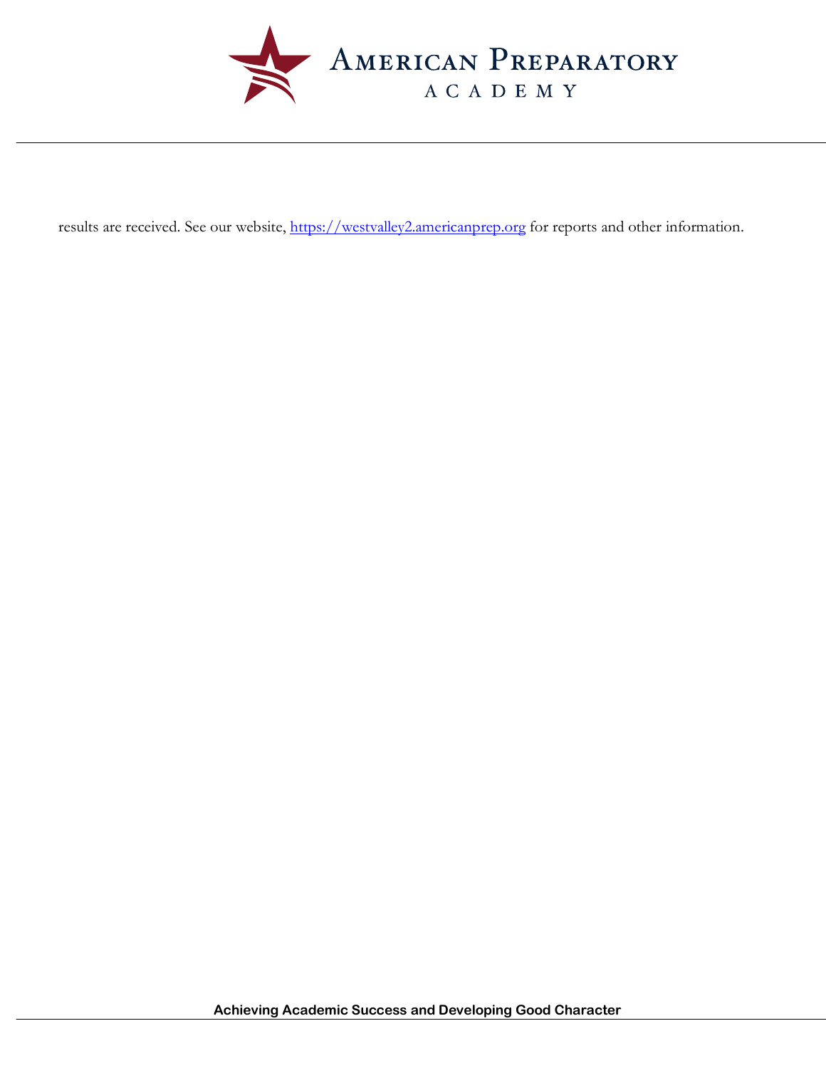results are received. See our website, [https://westvalley2.americanprep.org](https://westvalley2.americanprep.org) for reports and other information.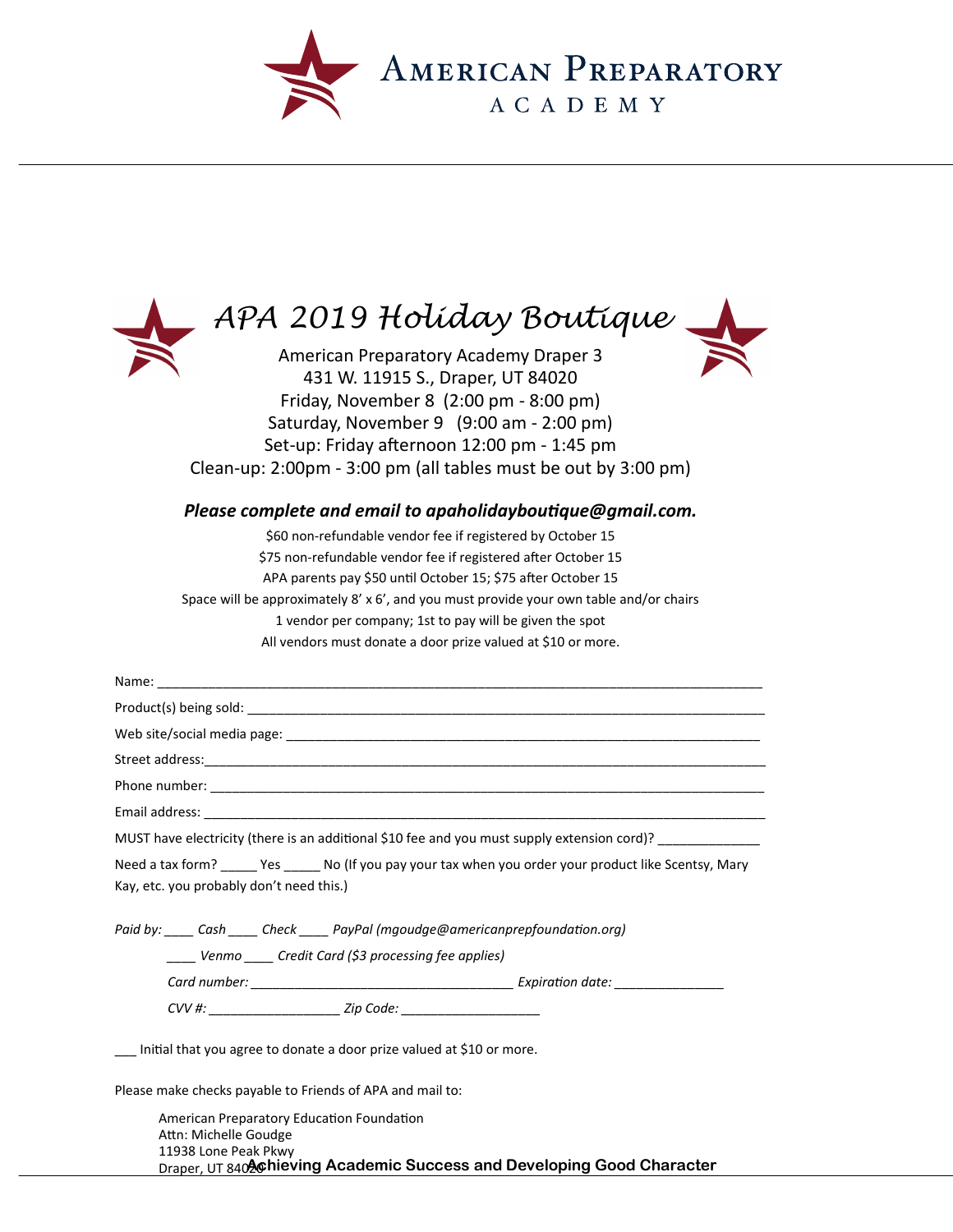# AMERICAN PREPARATORY ACADEMY

## *APA 2019 Holiday Boutique*

American Preparatory Academy Draper 3
431 W. 11915 S., Draper, UT 84020
Friday, November 8 (2:00 pm - 8:00 pm)
Saturday, November 9 (9:00 am - 2:00 pm)
Set-up: Friday afternoon 12:00 pm - 1:45 pm
Clean-up: 2:00pm - 3:00 pm (all tables must be out by 3:00 pm)

***Please complete and email to apaholidayboutique@gmail.com.***

$60 non-refundable vendor fee if registered by October 15
$75 non-refundable vendor fee if registered after October 15
APA parents pay $50 until October 15; $75 after October 15
Space will be approximately 8' x 6', and you must provide your own table and/or chairs
1 vendor per company; 1st to pay will be given the spot
All vendors must donate a door prize valued at $10 or more.

Name: ______________________________________________________________________________

Product(s) being sold: ________________________________________________________________

Web site/social media page: ____________________________________________________________

Street address:_______________________________________________________________________

Phone number: _______________________________________________________________________

Email address: _______________________________________________________________________

MUST have electricity (there is an additional $10 fee and you must supply extension cord)? _____________

Need a tax form? _____ Yes _____ No (If you pay your tax when you order your product like Scentsy, Mary Kay, etc. you probably don't need this.)

*Paid by: ____ Cash ____ Check ____ PayPal (mgoudge@americanprepfoundation.org)*

*____ Venmo ____ Credit Card ($3 processing fee applies)*

*Card number: __________________________________ Expiration date: ______________*

*CVV #: _________________ Zip Code: __________________*

___ Initial that you agree to donate a door prize valued at $10 or more.

Please make checks payable to Friends of APA and mail to:

American Preparatory Education Foundation
Attn: Michelle Goudge
11938 Lone Peak Pkwy
Draper, UT 84020

**Achieving Academic Success and Developing Good Character**